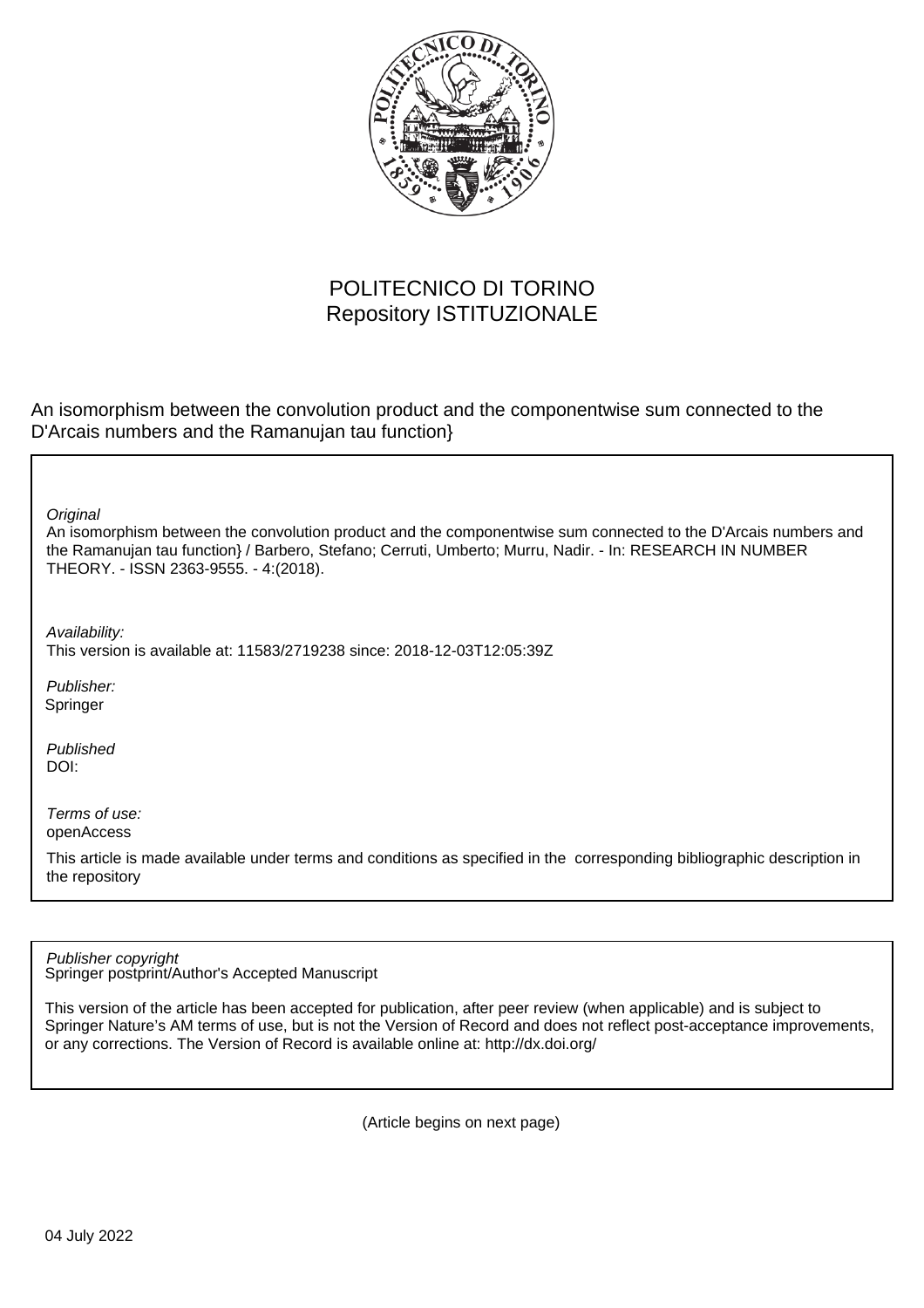POLITECNICO DI TORINO
Repository ISTITUZIONALE

An isomorphism between the convolution product and the componentwise sum connected to the D'Arcais numbers and the Ramanujan tau function}

*Original*
An isomorphism between the convolution product and the componentwise sum connected to the D'Arcais numbers and the Ramanujan tau function} / Barbero, Stefano; Cerruti, Umberto; Murru, Nadir. - In: RESEARCH IN NUMBER THEORY. - ISSN 2363-9555. - 4:(2018).

*Availability:*
This version is available at: 11583/2719238 since: 2018-12-03T12:05:39Z

*Publisher:*
Springer

*Published*
DOI:

*Terms of use:*
openAccess

This article is made available under terms and conditions as specified in the corresponding bibliographic description in the repository

*Publisher copyright*
Springer postprint/Author's Accepted Manuscript

This version of the article has been accepted for publication, after peer review (when applicable) and is subject to Springer Nature's AM terms of use, but is not the Version of Record and does not reflect post-acceptance improvements, or any corrections. The Version of Record is available online at: http://dx.doi.org/

(Article begins on next page)

04 July 2022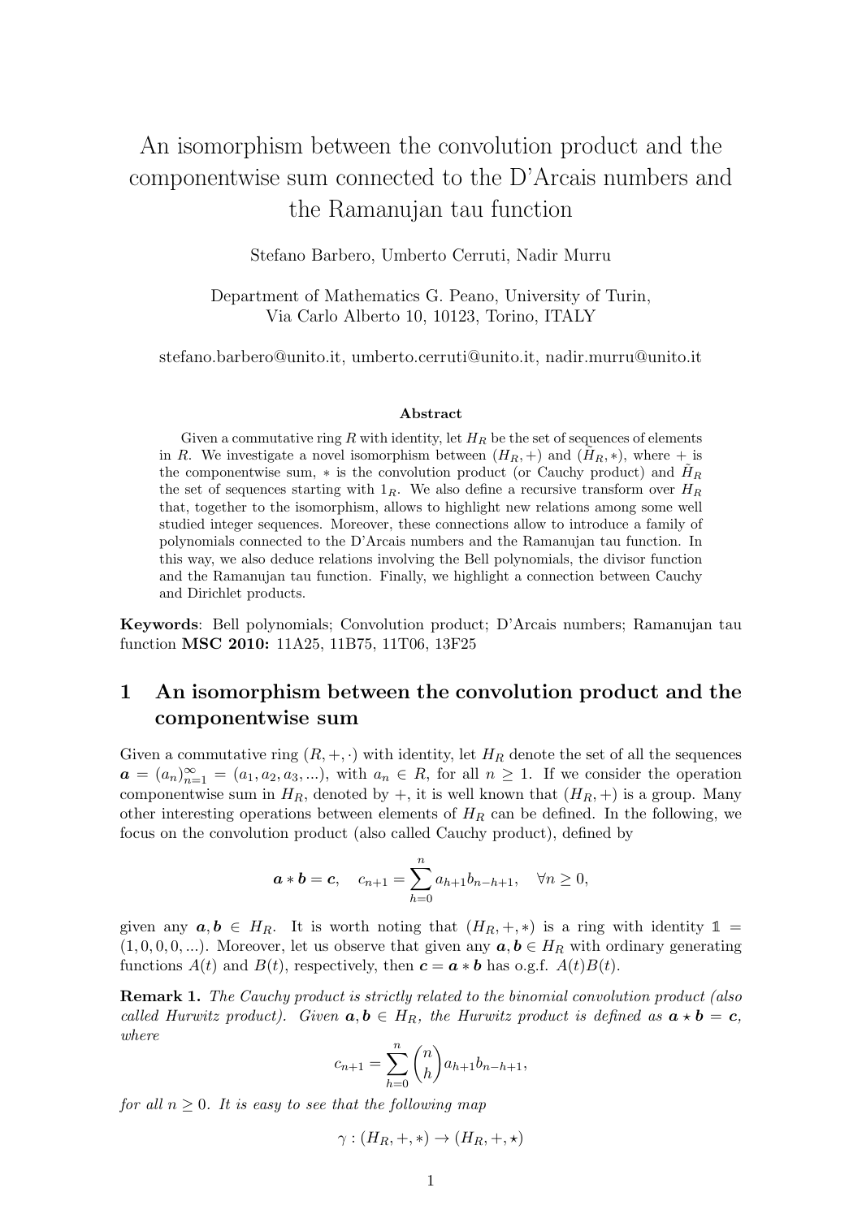# An isomorphism between the convolution product and the componentwise sum connected to the D'Arcais numbers and the Ramanujan tau function

Stefano Barbero, Umberto Cerruti, Nadir Murru

Department of Mathematics G. Peano, University of Turin,
Via Carlo Alberto 10, 10123, Torino, ITALY

stefano.barbero@unito.it, umberto.cerruti@unito.it, nadir.murru@unito.it

**Abstract**

Given a commutative ring $R$ with identity, let $H_R$ be the set of sequences of elements in $R$. We investigate a novel isomorphism between $(H_R, +)$ and $(\tilde{H}_R, *)$, where $+$ is the componentwise sum, $*$ is the convolution product (or Cauchy product) and $\tilde{H}_R$ the set of sequences starting with $1_R$. We also define a recursive transform over $H_R$ that, together to the isomorphism, allows to highlight new relations among some well studied integer sequences. Moreover, these connections allow to introduce a family of polynomials connected to the D'Arcais numbers and the Ramanujan tau function. In this way, we also deduce relations involving the Bell polynomials, the divisor function and the Ramanujan tau function. Finally, we highlight a connection between Cauchy and Dirichlet products.

**Keywords**: Bell polynomials; Convolution product; D'Arcais numbers; Ramanujan tau function **MSC 2010:** 11A25, 11B75, 11T06, 13F25

## 1 An isomorphism between the convolution product and the componentwise sum

Given a commutative ring $(R, +, \cdot)$ with identity, let $H_R$ denote the set of all the sequences $\boldsymbol{a} = (a_n)_{n=1}^{\infty} = (a_1, a_2, a_3, ...)$, with $a_n \in R$, for all $n \geq 1$. If we consider the operation componentwise sum in $H_R$, denoted by $+$, it is well known that $(H_R, +)$ is a group. Many other interesting operations between elements of $H_R$ can be defined. In the following, we focus on the convolution product (also called Cauchy product), defined by

$$\boldsymbol{a} * \boldsymbol{b} = \boldsymbol{c}, \quad c_{n+1} = \sum_{h=0}^{n} a_{h+1} b_{n-h+1}, \quad \forall n \geq 0,$$

given any $\boldsymbol{a}, \boldsymbol{b} \in H_R$. It is worth noting that $(H_R, +, *)$ is a ring with identity $\mathbb{1} = (1, 0, 0, 0, ...)$. Moreover, let us observe that given any $\boldsymbol{a}, \boldsymbol{b} \in H_R$ with ordinary generating functions $A(t)$ and $B(t)$, respectively, then $\boldsymbol{c} = \boldsymbol{a} * \boldsymbol{b}$ has o.g.f. $A(t)B(t)$.

**Remark 1.** *The Cauchy product is strictly related to the binomial convolution product (also called Hurwitz product). Given $\boldsymbol{a}, \boldsymbol{b} \in H_R$, the Hurwitz product is defined as $\boldsymbol{a} \star \boldsymbol{b} = \boldsymbol{c}$, where*

$$c_{n+1} = \sum_{h=0}^{n} \binom{n}{h} a_{h+1} b_{n-h+1},$$

*for all $n \geq 0$. It is easy to see that the following map*

$$\gamma : (H_R, +, *) \to (H_R, +, \star)$$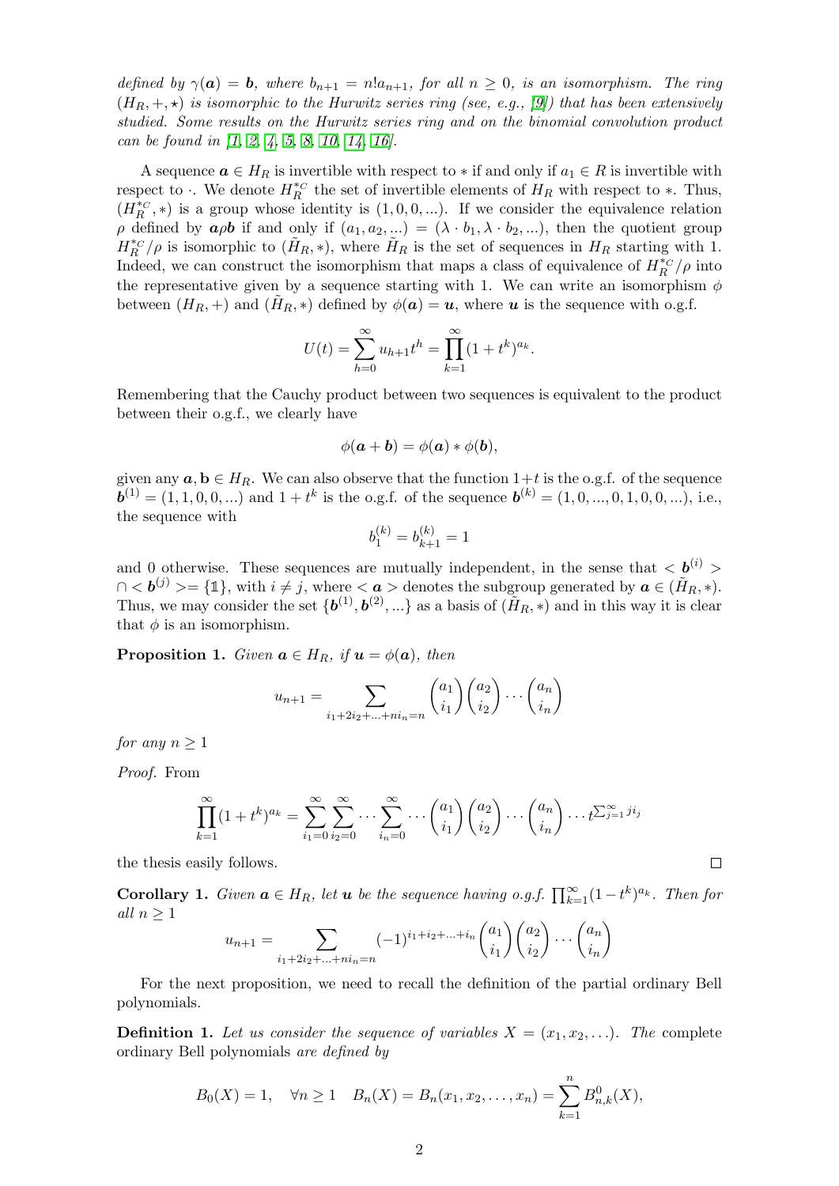*defined by $\gamma(\boldsymbol{a}) = \boldsymbol{b}$, where $b_{n+1} = n! a_{n+1}$, for all $n \geq 0$, is an isomorphism. The ring $(H_R, +, \star)$ is isomorphic to the Hurwitz series ring (see, e.g., [9]) that has been extensively studied. Some results on the Hurwitz series ring and on the binomial convolution product can be found in [1, 2, 4, 5, 8, 10, 14, 16].*

A sequence $\boldsymbol{a} \in H_R$ is invertible with respect to $*$ if and only if $a_1 \in R$ is invertible with respect to $\cdot$. We denote $H_R^{*_C}$ the set of invertible elements of $H_R$ with respect to $*$. Thus, $(H_R^{*_C}, *)$ is a group whose identity is $(1, 0, 0, ...)$. If we consider the equivalence relation $\rho$ defined by $\boldsymbol{a} \rho \boldsymbol{b}$ if and only if $(a_1, a_2, ...) = (\lambda \cdot b_1, \lambda \cdot b_2, ...)$, then the quotient group $H_R^{*_C}/\rho$ is isomorphic to $(\tilde{H}_R, *)$, where $\tilde{H}_R$ is the set of sequences in $H_R$ starting with 1. Indeed, we can construct the isomorphism that maps a class of equivalence of $H_R^{*_C}/\rho$ into the representative given by a sequence starting with 1. We can write an isomorphism $\phi$ between $(H_R, +)$ and $(\tilde{H}_R, *)$ defined by $\phi(\boldsymbol{a}) = \boldsymbol{u}$, where $\boldsymbol{u}$ is the sequence with o.g.f.

$$U(t) = \sum_{h=0}^{\infty} u_{h+1} t^h = \prod_{k=1}^{\infty} (1 + t^k)^{a_k}.$$

Remembering that the Cauchy product between two sequences is equivalent to the product between their o.g.f., we clearly have

$$\phi(\boldsymbol{a} + \boldsymbol{b}) = \phi(\boldsymbol{a}) * \phi(\boldsymbol{b}),$$

given any $\boldsymbol{a}, \mathbf{b} \in H_R$. We can also observe that the function $1+t$ is the o.g.f. of the sequence $\boldsymbol{b}^{(1)} = (1, 1, 0, 0, ...)$ and $1 + t^k$ is the o.g.f. of the sequence $\boldsymbol{b}^{(k)} = (1, 0, ..., 0, 1, 0, 0, ...)$, i.e., the sequence with

$$b_1^{(k)} = b_{k+1}^{(k)} = 1$$

and 0 otherwise. These sequences are mutually independent, in the sense that $< \boldsymbol{b}^{(i)} > \cap < \boldsymbol{b}^{(j)} >= \{\mathbb{1}\}$, with $i \neq j$, where $< \boldsymbol{a} >$ denotes the subgroup generated by $\boldsymbol{a} \in (\tilde{H}_R, *)$. Thus, we may consider the set $\{\boldsymbol{b}^{(1)}, \boldsymbol{b}^{(2)}, ...\}$ as a basis of $(\tilde{H}_R, *)$ and in this way it is clear that $\phi$ is an isomorphism.

**Proposition 1.** *Given $\boldsymbol{a} \in H_R$, if $\boldsymbol{u} = \phi(\boldsymbol{a})$, then*

$$u_{n+1} = \sum_{i_1 + 2i_2 + ... + ni_n = n} \binom{a_1}{i_1} \binom{a_2}{i_2} \cdots \binom{a_n}{i_n}$$

*for any $n \geq 1$*

*Proof.* From

$$\prod_{k=1}^{\infty} (1 + t^k)^{a_k} = \sum_{i_1=0}^{\infty} \sum_{i_2=0}^{\infty} \cdots \sum_{i_n=0}^{\infty} \cdots \binom{a_1}{i_1} \binom{a_2}{i_2} \cdots \binom{a_n}{i_n} \cdots t^{\sum_{j=1}^{\infty} j i_j}$$

the thesis easily follows. $\square$

**Corollary 1.** *Given $\boldsymbol{a} \in H_R$, let $\boldsymbol{u}$ be the sequence having o.g.f. $\prod_{k=1}^{\infty} (1 - t^k)^{a_k}$. Then for all $n \geq 1$*

$$u_{n+1} = \sum_{i_1 + 2i_2 + ... + ni_n = n} (-1)^{i_1 + i_2 + ... + i_n} \binom{a_1}{i_1} \binom{a_2}{i_2} \cdots \binom{a_n}{i_n}$$

For the next proposition, we need to recall the definition of the partial ordinary Bell polynomials.

**Definition 1.** *Let us consider the sequence of variables $X = (x_1, x_2, \ldots)$. The* complete ordinary Bell polynomials *are defined by*

$$B_0(X) = 1, \quad \forall n \geq 1 \quad B_n(X) = B_n(x_1, x_2, \ldots, x_n) = \sum_{k=1}^{n} B_{n,k}^0(X),$$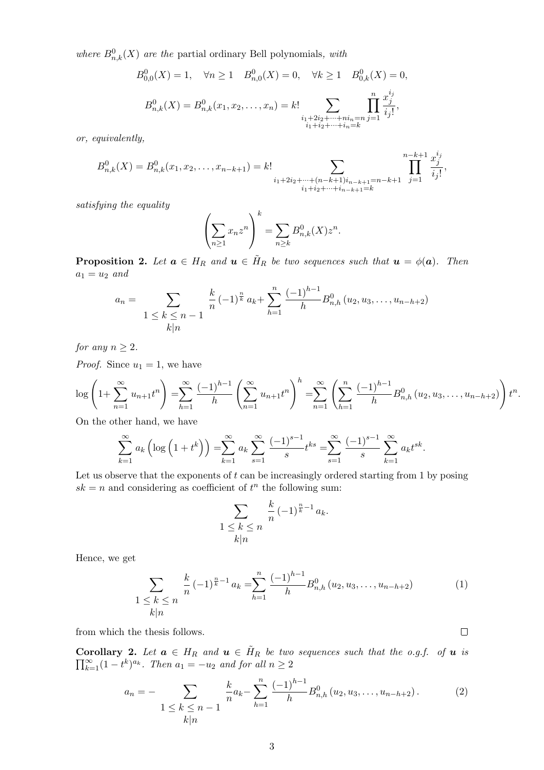*where* $B^0_{n,k}(X)$ *are the* partial ordinary Bell polynomials, *with*

$$B^0_{0,0}(X) = 1, \quad \forall n \geq 1 \quad B^0_{n,0}(X) = 0, \quad \forall k \geq 1 \quad B^0_{0,k}(X) = 0,$$

$$B^0_{n,k}(X) = B^0_{n,k}(x_1, x_2, \ldots, x_n) = k! \sum_{\substack{i_1+2i_2+\cdots+ni_n=n \\ i_1+i_2+\cdots+i_n=k}} \prod_{j=1}^{n} \frac{x_j^{i_j}}{i_j!},$$

*or, equivalently,*

$$B^0_{n,k}(X) = B^0_{n,k}(x_1, x_2, \ldots, x_{n-k+1}) = k! \sum_{\substack{i_1+2i_2+\cdots+(n-k+1)i_{n-k+1}=n-k+1 \\ i_1+i_2+\cdots+i_{n-k+1}=k}} \prod_{j=1}^{n-k+1} \frac{x_j^{i_j}}{i_j!},$$

*satisfying the equality*

$$\left( \sum_{n \geq 1} x_n z^n \right)^k = \sum_{n \geq k} B^0_{n,k}(X) z^n.$$

**Proposition 2.** *Let* $\boldsymbol{a} \in H_R$ *and* $\boldsymbol{u} \in \tilde{H}_R$ *be two sequences such that* $\boldsymbol{u} = \phi(\boldsymbol{a})$*. Then* $a_1 = u_2$ *and*

$$a_n = \sum_{\substack{1 \leq k \leq n-1 \\ k|n}} \frac{k}{n} (-1)^{\frac{n}{k}} a_k + \sum_{h=1}^{n} \frac{(-1)^{h-1}}{h} B^0_{n,h}(u_2, u_3, \ldots, u_{n-h+2})$$

*for any* $n \geq 2$.

*Proof.* Since $u_1 = 1$, we have

$$\log\left(1 + \sum_{n=1}^{\infty} u_{n+1} t^n\right) = \sum_{h=1}^{\infty} \frac{(-1)^{h-1}}{h} \left(\sum_{n=1}^{\infty} u_{n+1} t^n\right)^h = \sum_{n=1}^{\infty} \left( \sum_{h=1}^{n} \frac{(-1)^{h-1}}{h} B^0_{n,h}(u_2, u_3, \ldots, u_{n-h+2}) \right) t^n.$$

On the other hand, we have

$$\sum_{k=1}^{\infty} a_k \left( \log\left(1 + t^k\right)\right) = \sum_{k=1}^{\infty} a_k \sum_{s=1}^{\infty} \frac{(-1)^{s-1}}{s} t^{ks} = \sum_{s=1}^{\infty} \frac{(-1)^{s-1}}{s} \sum_{k=1}^{\infty} a_k t^{sk}.$$

Let us observe that the exponents of $t$ can be increasingly ordered starting from 1 by posing $sk = n$ and considering as coefficient of $t^n$ the following sum:

$$\sum_{\substack{1 \leq k \leq n \\ k|n}} \frac{k}{n} (-1)^{\frac{n}{k}-1} a_k.$$

Hence, we get

$$\sum_{\substack{1 \leq k \leq n \\ k|n}} \frac{k}{n} (-1)^{\frac{n}{k}-1} a_k = \sum_{h=1}^{n} \frac{(-1)^{h-1}}{h} B^0_{n,h}(u_2, u_3, \ldots, u_{n-h+2}) \tag{1}$$

from which the thesis follows. $\square$

**Corollary 2.** *Let* $\boldsymbol{a} \in H_R$ *and* $\boldsymbol{u} \in \tilde{H}_R$ *be two sequences such that the o.g.f. of* $\boldsymbol{u}$ *is* $\prod_{k=1}^{\infty}(1 - t^k)^{a_k}$*. Then* $a_1 = -u_2$ *and for all* $n \geq 2$

$$a_n = - \sum_{\substack{1 \leq k \leq n-1 \\ k|n}} \frac{k}{n} a_k - \sum_{h=1}^{n} \frac{(-1)^{h-1}}{h} B^0_{n,h}(u_2, u_3, \ldots, u_{n-h+2}). \tag{2}$$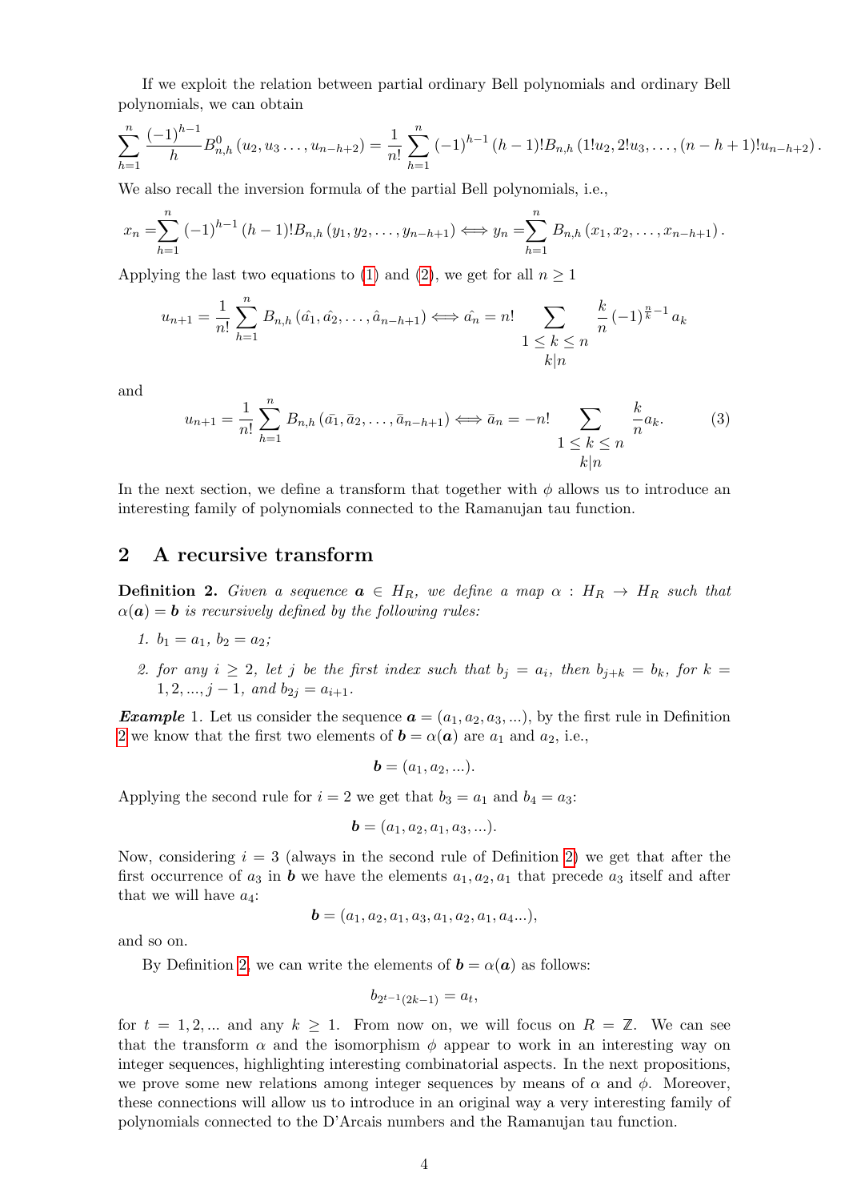If we exploit the relation between partial ordinary Bell polynomials and ordinary Bell polynomials, we can obtain

$$\sum_{h=1}^{n} \frac{(-1)^{h-1}}{h} B^{0}_{n,h}\left(u_2, u_3 \ldots, u_{n-h+2}\right) = \frac{1}{n!} \sum_{h=1}^{n} (-1)^{h-1} (h-1)! B_{n,h}\left(1!u_2, 2!u_3, \ldots, (n-h+1)!u_{n-h+2}\right).$$

We also recall the inversion formula of the partial Bell polynomials, i.e.,

$$x_n = \sum_{h=1}^{n} (-1)^{h-1} (h-1)! B_{n,h}\left(y_1, y_2, \ldots, y_{n-h+1}\right) \Longleftrightarrow y_n = \sum_{h=1}^{n} B_{n,h}\left(x_1, x_2, \ldots, x_{n-h+1}\right).$$

Applying the last two equations to (1) and (2), we get for all $n \geq 1$

$$u_{n+1} = \frac{1}{n!} \sum_{h=1}^{n} B_{n,h}\left(\hat{a_1}, \hat{a_2}, \ldots, \hat{a}_{n-h+1}\right) \Longleftrightarrow \hat{a_n} = n! \sum_{\substack{1 \leq k \leq n \\ k|n}} \frac{k}{n} (-1)^{\frac{n}{k}-1} a_k$$

and

$$u_{n+1} = \frac{1}{n!} \sum_{h=1}^{n} B_{n,h}\left(\bar{a_1}, \bar{a_2}, \ldots, \bar{a}_{n-h+1}\right) \Longleftrightarrow \bar{a}_n = -n! \sum_{\substack{1 \leq k \leq n \\ k|n}} \frac{k}{n} a_k. \tag{3}$$

In the next section, we define a transform that together with $\phi$ allows us to introduce an interesting family of polynomials connected to the Ramanujan tau function.

## 2 A recursive transform

**Definition 2.** *Given a sequence $\boldsymbol{a} \in H_R$, we define a map $\alpha : H_R \to H_R$ such that $\alpha(\boldsymbol{a}) = \boldsymbol{b}$ is recursively defined by the following rules:*

1. *$b_1 = a_1$, $b_2 = a_2$;*
2. *for any $i \geq 2$, let $j$ be the first index such that $b_j = a_i$, then $b_{j+k} = b_k$, for $k = 1, 2, ..., j-1$, and $b_{2j} = a_{i+1}$.*

***Example*** 1. Let us consider the sequence $\boldsymbol{a} = (a_1, a_2, a_3, ...)$, by the first rule in Definition 2 we know that the first two elements of $\boldsymbol{b} = \alpha(\boldsymbol{a})$ are $a_1$ and $a_2$, i.e.,

$$\boldsymbol{b} = (a_1, a_2, ...).$$

Applying the second rule for $i = 2$ we get that $b_3 = a_1$ and $b_4 = a_3$:

$$\boldsymbol{b} = (a_1, a_2, a_1, a_3, ...).$$

Now, considering $i = 3$ (always in the second rule of Definition 2) we get that after the first occurrence of $a_3$ in $\boldsymbol{b}$ we have the elements $a_1, a_2, a_1$ that precede $a_3$ itself and after that we will have $a_4$:

$$\boldsymbol{b} = (a_1, a_2, a_1, a_3, a_1, a_2, a_1, a_4 ...),$$

and so on.

By Definition 2, we can write the elements of $\boldsymbol{b} = \alpha(\boldsymbol{a})$ as follows:

$$b_{2^{t-1}(2k-1)} = a_t,$$

for $t = 1, 2, ...$ and any $k \geq 1$. From now on, we will focus on $R = \mathbb{Z}$. We can see that the transform $\alpha$ and the isomorphism $\phi$ appear to work in an interesting way on integer sequences, highlighting interesting combinatorial aspects. In the next propositions, we prove some new relations among integer sequences by means of $\alpha$ and $\phi$. Moreover, these connections will allow us to introduce in an original way a very interesting family of polynomials connected to the D'Arcais numbers and the Ramanujan tau function.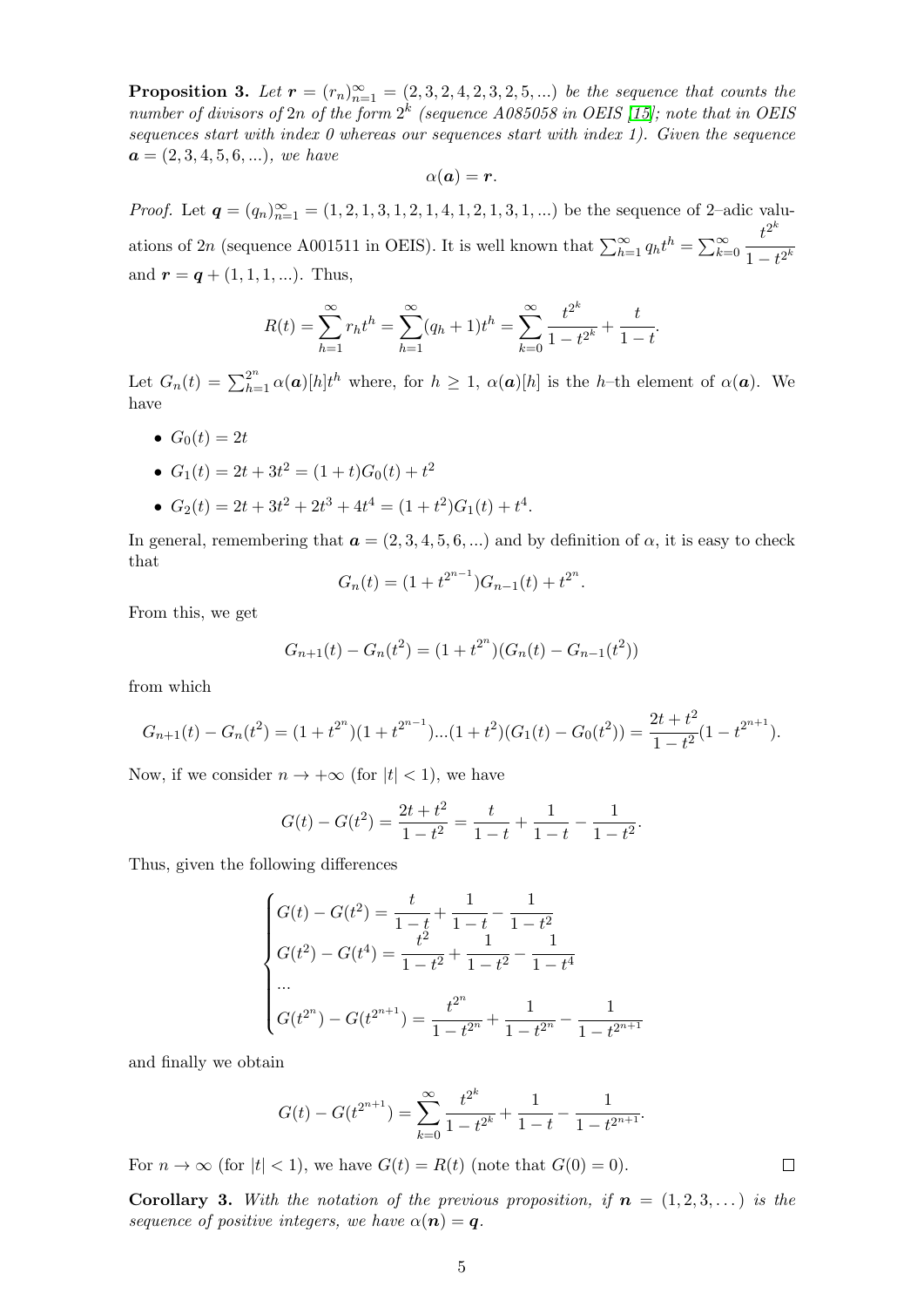**Proposition 3.** *Let $\boldsymbol{r} = (r_n)_{n=1}^{\infty} = (2, 3, 2, 4, 2, 3, 2, 5, ...)$ be the sequence that counts the number of divisors of $2n$ of the form $2^k$ (sequence A085058 in OEIS [15]; note that in OEIS sequences start with index 0 whereas our sequences start with index 1). Given the sequence $\boldsymbol{a} = (2, 3, 4, 5, 6, ...)$, we have*

$$\alpha(\boldsymbol{a}) = \boldsymbol{r}.$$

*Proof.* Let $\boldsymbol{q} = (q_n)_{n=1}^{\infty} = (1, 2, 1, 3, 1, 2, 1, 4, 1, 2, 1, 3, 1, ...)$ be the sequence of 2–adic valuations of $2n$ (sequence A001511 in OEIS). It is well known that $\sum_{h=1}^{\infty} q_h t^h = \sum_{k=0}^{\infty} \frac{t^{2^k}}{1 - t^{2^k}}$ and $\boldsymbol{r} = \boldsymbol{q} + (1, 1, 1, ...)$. Thus,

$$R(t) = \sum_{h=1}^{\infty} r_h t^h = \sum_{h=1}^{\infty} (q_h + 1) t^h = \sum_{k=0}^{\infty} \frac{t^{2^k}}{1 - t^{2^k}} + \frac{t}{1 - t}.$$

Let $G_n(t) = \sum_{h=1}^{2^n} \alpha(\boldsymbol{a})[h] t^h$ where, for $h \geq 1$, $\alpha(\boldsymbol{a})[h]$ is the $h$–th element of $\alpha(\boldsymbol{a})$. We have

- $G_0(t) = 2t$
- $G_1(t) = 2t + 3t^2 = (1 + t)G_0(t) + t^2$
- $G_2(t) = 2t + 3t^2 + 2t^3 + 4t^4 = (1 + t^2)G_1(t) + t^4$.

In general, remembering that $\boldsymbol{a} = (2, 3, 4, 5, 6, ...)$ and by definition of $\alpha$, it is easy to check that

$$G_n(t) = (1 + t^{2^{n-1}})G_{n-1}(t) + t^{2^n}.$$

From this, we get

$$G_{n+1}(t) - G_n(t^2) = (1 + t^{2^n})(G_n(t) - G_{n-1}(t^2))$$

from which

$$G_{n+1}(t) - G_n(t^2) = (1 + t^{2^n})(1 + t^{2^{n-1}})...(1 + t^2)(G_1(t) - G_0(t^2)) = \frac{2t + t^2}{1 - t^2}(1 - t^{2^{n+1}}).$$

Now, if we consider $n \to +\infty$ (for $|t| < 1$), we have

$$G(t) - G(t^2) = \frac{2t + t^2}{1 - t^2} = \frac{t}{1 - t} + \frac{1}{1 - t} - \frac{1}{1 - t^2}.$$

Thus, given the following differences

$$\begin{cases} G(t) - G(t^2) = \dfrac{t}{1 - t} + \dfrac{1}{1 - t} - \dfrac{1}{1 - t^2} \\ G(t^2) - G(t^4) = \dfrac{t^2}{1 - t^2} + \dfrac{1}{1 - t^2} - \dfrac{1}{1 - t^4} \\ ... \\ G(t^{2^n}) - G(t^{2^{n+1}}) = \dfrac{t^{2^n}}{1 - t^{2^n}} + \dfrac{1}{1 - t^{2^n}} - \dfrac{1}{1 - t^{2^{n+1}}} \end{cases}$$

and finally we obtain

$$G(t) - G(t^{2^{n+1}}) = \sum_{k=0}^{\infty} \frac{t^{2^k}}{1 - t^{2^k}} + \frac{1}{1 - t} - \frac{1}{1 - t^{2^{n+1}}}.$$

For $n \to \infty$ (for $|t| < 1$), we have $G(t) = R(t)$ (note that $G(0) = 0$). $\square$

**Corollary 3.** *With the notation of the previous proposition, if $\boldsymbol{n} = (1, 2, 3, \dots)$ is the sequence of positive integers, we have $\alpha(\boldsymbol{n}) = \boldsymbol{q}$.*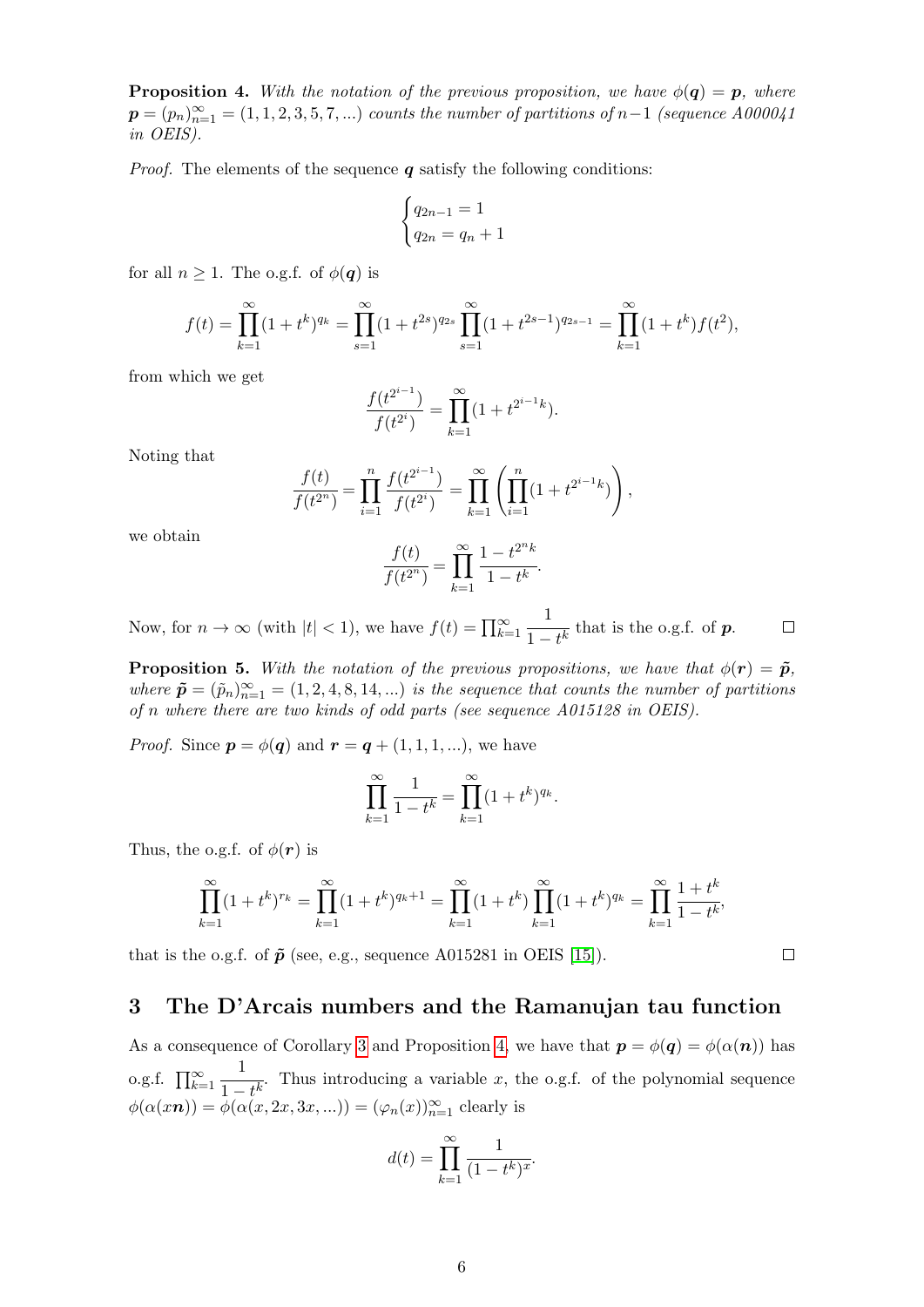**Proposition 4.** *With the notation of the previous proposition, we have $\phi(\boldsymbol{q}) = \boldsymbol{p}$, where $\boldsymbol{p} = (p_n)_{n=1}^{\infty} = (1, 1, 2, 3, 5, 7, ...)$ counts the number of partitions of $n-1$ (sequence A000041 in OEIS).*

*Proof.* The elements of the sequence $\boldsymbol{q}$ satisfy the following conditions:

$$\begin{cases} q_{2n-1} = 1 \\ q_{2n} = q_n + 1 \end{cases}$$

for all $n \geq 1$. The o.g.f. of $\phi(\boldsymbol{q})$ is

$$f(t) = \prod_{k=1}^{\infty}(1 + t^k)^{q_k} = \prod_{s=1}^{\infty}(1 + t^{2s})^{q_{2s}} \prod_{s=1}^{\infty}(1 + t^{2s-1})^{q_{2s-1}} = \prod_{k=1}^{\infty}(1 + t^k) f(t^2),$$

from which we get

$$\frac{f(t^{2^{i-1}})}{f(t^{2^i})} = \prod_{k=1}^{\infty}(1 + t^{2^{i-1}k}).$$

Noting that

$$\frac{f(t)}{f(t^{2^n})} = \prod_{i=1}^{n} \frac{f(t^{2^{i-1}})}{f(t^{2^i})} = \prod_{k=1}^{\infty} \left( \prod_{i=1}^{n} (1 + t^{2^{i-1}k}) \right),$$

we obtain

$$\frac{f(t)}{f(t^{2^n})} = \prod_{k=1}^{\infty} \frac{1 - t^{2^n k}}{1 - t^k}.$$

Now, for $n \to \infty$ (with $|t| < 1$), we have $f(t) = \prod_{k=1}^{\infty} \frac{1}{1 - t^k}$ that is the o.g.f. of $\boldsymbol{p}$. □

**Proposition 5.** *With the notation of the previous propositions, we have that $\phi(\boldsymbol{r}) = \tilde{\boldsymbol{p}}$, where $\tilde{\boldsymbol{p}} = (\tilde{p}_n)_{n=1}^{\infty} = (1, 2, 4, 8, 14, ...)$ is the sequence that counts the number of partitions of $n$ where there are two kinds of odd parts (see sequence A015128 in OEIS).*

*Proof.* Since $\boldsymbol{p} = \phi(\boldsymbol{q})$ and $\boldsymbol{r} = \boldsymbol{q} + (1, 1, 1, ...)$, we have

$$\prod_{k=1}^{\infty} \frac{1}{1 - t^k} = \prod_{k=1}^{\infty}(1 + t^k)^{q_k}.$$

Thus, the o.g.f. of $\phi(\boldsymbol{r})$ is

$$\prod_{k=1}^{\infty}(1 + t^k)^{r_k} = \prod_{k=1}^{\infty}(1 + t^k)^{q_k + 1} = \prod_{k=1}^{\infty}(1 + t^k) \prod_{k=1}^{\infty}(1 + t^k)^{q_k} = \prod_{k=1}^{\infty} \frac{1 + t^k}{1 - t^k},$$

that is the o.g.f. of $\tilde{\boldsymbol{p}}$ (see, e.g., sequence A015281 in OEIS [15]). □

## 3 The D'Arcais numbers and the Ramanujan tau function

As a consequence of Corollary 3 and Proposition 4, we have that $\boldsymbol{p} = \phi(\boldsymbol{q}) = \phi(\alpha(\boldsymbol{n}))$ has o.g.f. $\prod_{k=1}^{\infty} \frac{1}{1 - t^k}$. Thus introducing a variable $x$, the o.g.f. of the polynomial sequence $\phi(\alpha(x\boldsymbol{n})) = \phi(\alpha(x, 2x, 3x, ...)) = (\varphi_n(x))_{n=1}^{\infty}$ clearly is

$$d(t) = \prod_{k=1}^{\infty} \frac{1}{(1 - t^k)^x}.$$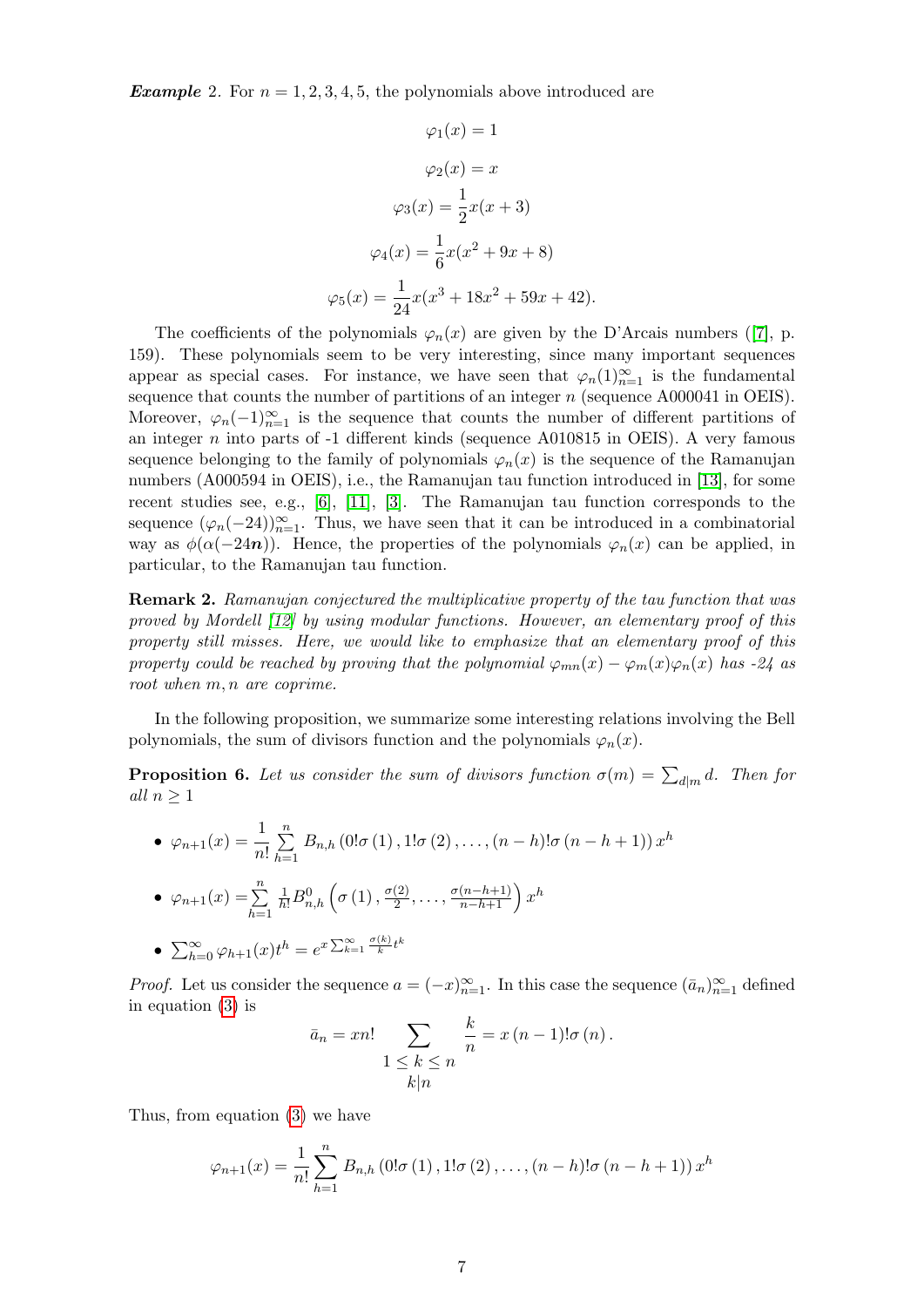***Example* 2.** For $n = 1, 2, 3, 4, 5$, the polynomials above introduced are

$$\varphi_1(x) = 1$$

$$\varphi_2(x) = x$$

$$\varphi_3(x) = \frac{1}{2}x(x+3)$$

$$\varphi_4(x) = \frac{1}{6}x(x^2+9x+8)$$

$$\varphi_5(x) = \frac{1}{24}x(x^3+18x^2+59x+42).$$

The coefficients of the polynomials $\varphi_n(x)$ are given by the D'Arcais numbers ([7], p. 159). These polynomials seem to be very interesting, since many important sequences appear as special cases. For instance, we have seen that $\varphi_n(1)_{n=1}^\infty$ is the fundamental sequence that counts the number of partitions of an integer $n$ (sequence A000041 in OEIS). Moreover, $\varphi_n(-1)_{n=1}^\infty$ is the sequence that counts the number of different partitions of an integer $n$ into parts of -1 different kinds (sequence A010815 in OEIS). A very famous sequence belonging to the family of polynomials $\varphi_n(x)$ is the sequence of the Ramanujan numbers (A000594 in OEIS), i.e., the Ramanujan tau function introduced in [13], for some recent studies see, e.g., [6], [11], [3]. The Ramanujan tau function corresponds to the sequence $(\varphi_n(-24))_{n=1}^\infty$. Thus, we have seen that it can be introduced in a combinatorial way as $\phi(\alpha(-24\boldsymbol{n}))$. Hence, the properties of the polynomials $\varphi_n(x)$ can be applied, in particular, to the Ramanujan tau function.

**Remark 2.** *Ramanujan conjectured the multiplicative property of the tau function that was proved by Mordell [12] by using modular functions. However, an elementary proof of this property still misses. Here, we would like to emphasize that an elementary proof of this property could be reached by proving that the polynomial $\varphi_{mn}(x) - \varphi_m(x)\varphi_n(x)$ has -24 as root when $m, n$ are coprime.*

In the following proposition, we summarize some interesting relations involving the Bell polynomials, the sum of divisors function and the polynomials $\varphi_n(x)$.

**Proposition 6.** *Let us consider the sum of divisors function $\sigma(m) = \sum_{d|m} d$. Then for all $n \geq 1$*

- $\varphi_{n+1}(x) = \frac{1}{n!}\sum_{h=1}^{n} B_{n,h}\left(0!\sigma(1), 1!\sigma(2), \ldots, (n-h)!\sigma(n-h+1)\right)x^h$
- $\varphi_{n+1}(x) = \sum_{h=1}^{n} \frac{1}{h!}B^0_{n,h}\left(\sigma(1), \frac{\sigma(2)}{2}, \ldots, \frac{\sigma(n-h+1)}{n-h+1}\right)x^h$
- $\sum_{h=0}^\infty \varphi_{h+1}(x)t^h = e^{x\sum_{k=1}^\infty \frac{\sigma(k)}{k}t^k}$

*Proof.* Let us consider the sequence $a = (-x)_{n=1}^\infty$. In this case the sequence $(\bar{a}_n)_{n=1}^\infty$ defined in equation (3) is

$$\bar{a}_n = xn! \sum_{\substack{1 \leq k \leq n \\ k|n}} \frac{k}{n} = x(n-1)!\sigma(n).$$

Thus, from equation (3) we have

$$\varphi_{n+1}(x) = \frac{1}{n!}\sum_{h=1}^{n} B_{n,h}\left(0!\sigma(1), 1!\sigma(2), \ldots, (n-h)!\sigma(n-h+1)\right)x^h$$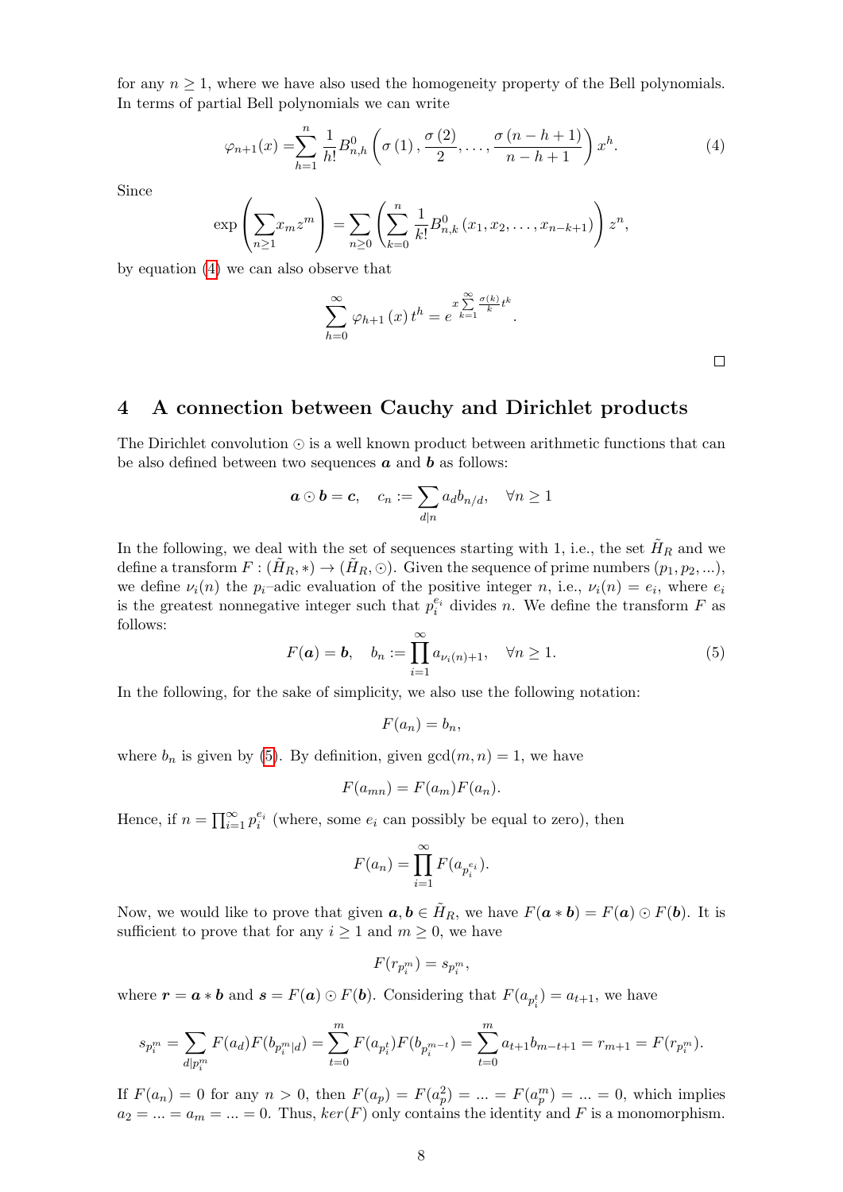for any $n \geq 1$, where we have also used the homogeneity property of the Bell polynomials. In terms of partial Bell polynomials we can write

$$\varphi_{n+1}(x) = \sum_{h=1}^{n} \frac{1}{h!} B_{n,h}^{0}\left(\sigma(1), \frac{\sigma(2)}{2}, \ldots, \frac{\sigma(n-h+1)}{n-h+1}\right) x^{h}. \tag{4}$$

Since

$$\exp\left(\sum_{n\geq 1} x_m z^m\right) = \sum_{n\geq 0}\left(\sum_{k=0}^{n} \frac{1}{k!} B_{n,k}^{0}\left(x_1, x_2, \ldots, x_{n-k+1}\right)\right) z^n,$$

by equation (4) we can also observe that

$$\sum_{h=0}^{\infty} \varphi_{h+1}(x)\, t^h = e^{x \sum_{k=1}^{\infty} \frac{\sigma(k)}{k} t^k}.$$

□

## 4 A connection between Cauchy and Dirichlet products

The Dirichlet convolution $\odot$ is a well known product between arithmetic functions that can be also defined between two sequences $\boldsymbol{a}$ and $\boldsymbol{b}$ as follows:

$$\boldsymbol{a} \odot \boldsymbol{b} = \boldsymbol{c}, \quad c_n := \sum_{d|n} a_d b_{n/d}, \quad \forall n \geq 1$$

In the following, we deal with the set of sequences starting with 1, i.e., the set $\tilde{H}_R$ and we define a transform $F : (\tilde{H}_R, *) \to (\tilde{H}_R, \odot)$. Given the sequence of prime numbers $(p_1, p_2, \ldots)$, we define $\nu_i(n)$ the $p_i$–adic evaluation of the positive integer $n$, i.e., $\nu_i(n) = e_i$, where $e_i$ is the greatest nonnegative integer such that $p_i^{e_i}$ divides $n$. We define the transform $F$ as follows:

$$F(\boldsymbol{a}) = \boldsymbol{b}, \quad b_n := \prod_{i=1}^{\infty} a_{\nu_i(n)+1}, \quad \forall n \geq 1. \tag{5}$$

In the following, for the sake of simplicity, we also use the following notation:

$$F(a_n) = b_n,$$

where $b_n$ is given by (5). By definition, given $\gcd(m, n) = 1$, we have

$$F(a_{mn}) = F(a_m)F(a_n).$$

Hence, if $n = \prod_{i=1}^{\infty} p_i^{e_i}$ (where, some $e_i$ can possibly be equal to zero), then

$$F(a_n) = \prod_{i=1}^{\infty} F(a_{p_i^{e_i}}).$$

Now, we would like to prove that given $\boldsymbol{a}, \boldsymbol{b} \in \tilde{H}_R$, we have $F(\boldsymbol{a} * \boldsymbol{b}) = F(\boldsymbol{a}) \odot F(\boldsymbol{b})$. It is sufficient to prove that for any $i \geq 1$ and $m \geq 0$, we have

$$F(r_{p_i^m}) = s_{p_i^m},$$

where $\boldsymbol{r} = \boldsymbol{a} * \boldsymbol{b}$ and $\boldsymbol{s} = F(\boldsymbol{a}) \odot F(\boldsymbol{b})$. Considering that $F(a_{p_i^t}) = a_{t+1}$, we have

$$s_{p_i^m} = \sum_{d|p_i^m} F(a_d)F(b_{p_i^m|d}) = \sum_{t=0}^{m} F(a_{p_i^t})F(b_{p_i^{m-t}}) = \sum_{t=0}^{m} a_{t+1}b_{m-t+1} = r_{m+1} = F(r_{p_i^m}).$$

If $F(a_n) = 0$ for any $n > 0$, then $F(a_p) = F(a_p^2) = \ldots = F(a_p^m) = \ldots = 0$, which implies $a_2 = \ldots = a_m = \ldots = 0$. Thus, $ker(F)$ only contains the identity and $F$ is a monomorphism.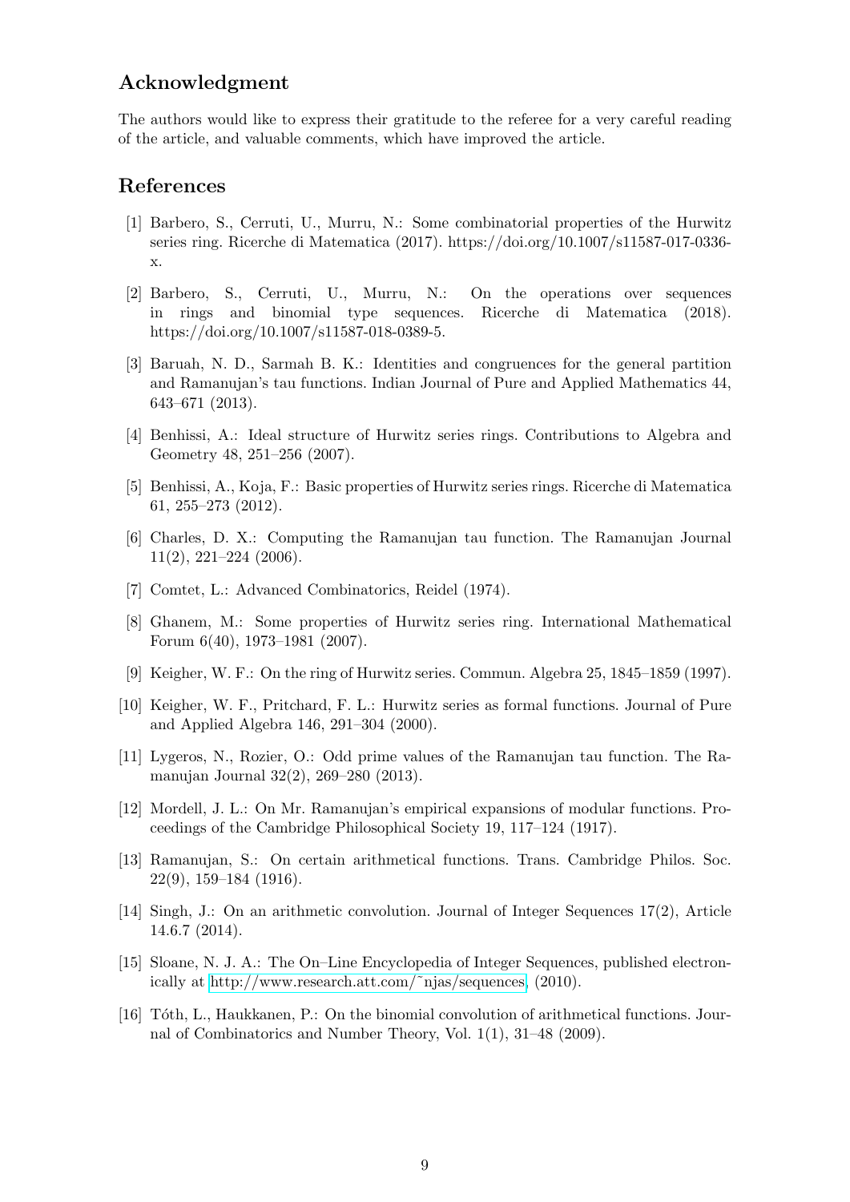## Acknowledgment

The authors would like to express their gratitude to the referee for a very careful reading of the article, and valuable comments, which have improved the article.

## References

[1] Barbero, S., Cerruti, U., Murru, N.: Some combinatorial properties of the Hurwitz series ring. Ricerche di Matematica (2017). https://doi.org/10.1007/s11587-017-0336-x.

[2] Barbero, S., Cerruti, U., Murru, N.: On the operations over sequences in rings and binomial type sequences. Ricerche di Matematica (2018). https://doi.org/10.1007/s11587-018-0389-5.

[3] Baruah, N. D., Sarmah B. K.: Identities and congruences for the general partition and Ramanujan's tau functions. Indian Journal of Pure and Applied Mathematics 44, 643–671 (2013).

[4] Benhissi, A.: Ideal structure of Hurwitz series rings. Contributions to Algebra and Geometry 48, 251–256 (2007).

[5] Benhissi, A., Koja, F.: Basic properties of Hurwitz series rings. Ricerche di Matematica 61, 255–273 (2012).

[6] Charles, D. X.: Computing the Ramanujan tau function. The Ramanujan Journal 11(2), 221–224 (2006).

[7] Comtet, L.: Advanced Combinatorics, Reidel (1974).

[8] Ghanem, M.: Some properties of Hurwitz series ring. International Mathematical Forum 6(40), 1973–1981 (2007).

[9] Keigher, W. F.: On the ring of Hurwitz series. Commun. Algebra 25, 1845–1859 (1997).

[10] Keigher, W. F., Pritchard, F. L.: Hurwitz series as formal functions. Journal of Pure and Applied Algebra 146, 291–304 (2000).

[11] Lygeros, N., Rozier, O.: Odd prime values of the Ramanujan tau function. The Ramanujan Journal 32(2), 269–280 (2013).

[12] Mordell, J. L.: On Mr. Ramanujan's empirical expansions of modular functions. Proceedings of the Cambridge Philosophical Society 19, 117–124 (1917).

[13] Ramanujan, S.: On certain arithmetical functions. Trans. Cambridge Philos. Soc. 22(9), 159–184 (1916).

[14] Singh, J.: On an arithmetic convolution. Journal of Integer Sequences 17(2), Article 14.6.7 (2014).

[15] Sloane, N. J. A.: The On–Line Encyclopedia of Integer Sequences, published electronically at http://www.research.att.com/~njas/sequences, (2010).

[16] Tóth, L., Haukkanen, P.: On the binomial convolution of arithmetical functions. Journal of Combinatorics and Number Theory, Vol. 1(1), 31–48 (2009).